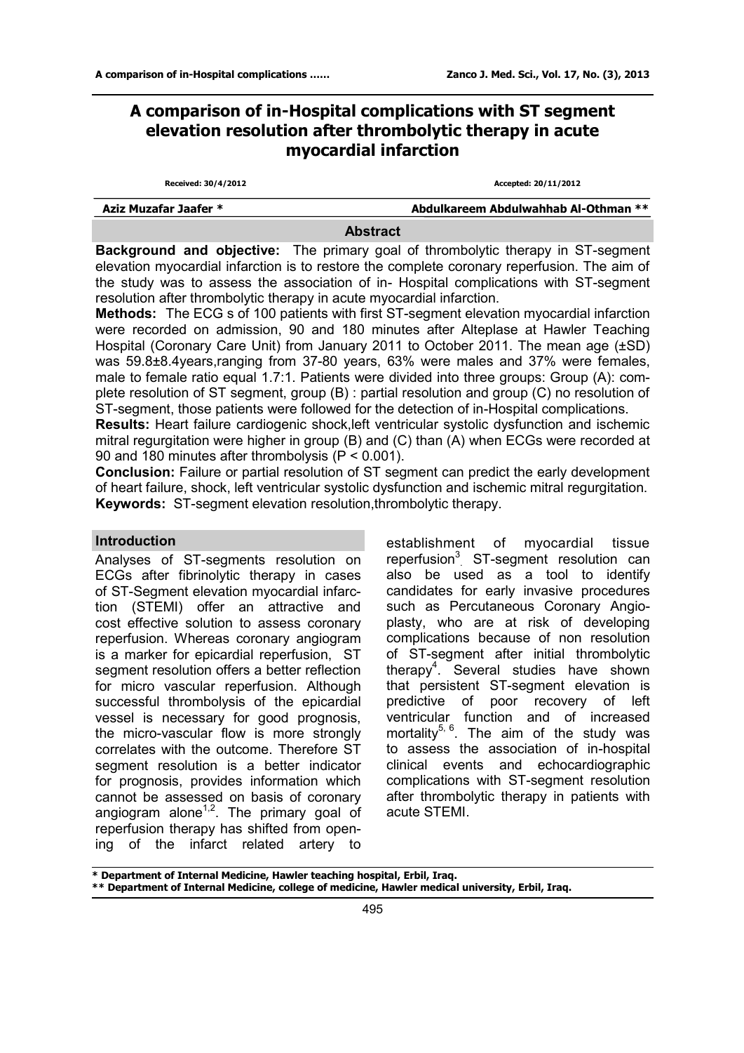# A comparison of in-Hospital complications with ST segment elevation resolution after thrombolytic therapy in acute myocardial infarction

Received: 30/4/2012 Accepted: 20/11/2012

**Aziz Muzafar Jaafer *** **Abdulkareem Abdulwahhab Al-Othman ****

## Abstract

**Background and objective:** The primary goal of thrombolytic therapy in ST-segment elevation myocardial infarction is to restore the complete coronary reperfusion. The aim of the study was to assess the association of in- Hospital complications with ST-segment resolution after thrombolytic therapy in acute myocardial infarction.

**Methods:** The ECG s of 100 patients with first ST-segment elevation myocardial infarction were recorded on admission, 90 and 180 minutes after Alteplase at Hawler Teaching Hospital (Coronary Care Unit) from January 2011 to October 2011. The mean age (±SD) was 59.8±8.4years,ranging from 37-80 years, 63% were males and 37% were females, male to female ratio equal 1.7:1. Patients were divided into three groups: Group (A): complete resolution of ST segment, group (B) : partial resolution and group (C) no resolution of ST-segment, those patients were followed for the detection of in-Hospital complications.

**Results:** Heart failure cardiogenic shock,left ventricular systolic dysfunction and ischemic mitral regurgitation were higher in group (B) and (C) than (A) when ECGs were recorded at 90 and 180 minutes after thrombolysis ($P < 0.001$).

**Conclusion:** Failure or partial resolution of ST segment can predict the early development of heart failure, shock, left ventricular systolic dysfunction and ischemic mitral regurgitation.

**Keywords:** ST-segment elevation resolution,thrombolytic therapy.

## Introduction

Analyses of ST-segments resolution on ECGs after fibrinolytic therapy in cases of ST-Segment elevation myocardial infarction (STEMI) offer an attractive and cost effective solution to assess coronary reperfusion. Whereas coronary angiogram is a marker for epicardial reperfusion, ST segment resolution offers a better reflection for micro vascular reperfusion. Although successful thrombolysis of the epicardial vessel is necessary for good prognosis, the micro-vascular flow is more strongly correlates with the outcome. Therefore ST segment resolution is a better indicator for prognosis, provides information which cannot be assessed on basis of coronary angiogram alone[1,2]. The primary goal of reperfusion therapy has shifted from opening of the infarct related artery to establishment of myocardial tissue reperfusion[3]. ST-segment resolution can also be used as a tool to identify candidates for early invasive procedures such as Percutaneous Coronary Angioplasty, who are at risk of developing complications because of non resolution of ST-segment after initial thrombolytic therapy[4]. Several studies have shown that persistent ST-segment elevation is predictive of poor recovery of left ventricular function and of increased mortality[5, 6]. The aim of the study was to assess the association of in-hospital clinical events and echocardiographic complications with ST-segment resolution after thrombolytic therapy in patients with acute STEMI.

---

\* Department of Internal Medicine, Hawler teaching hospital, Erbil, Iraq.

\*\* Department of Internal Medicine, college of medicine, Hawler medical university, Erbil, Iraq.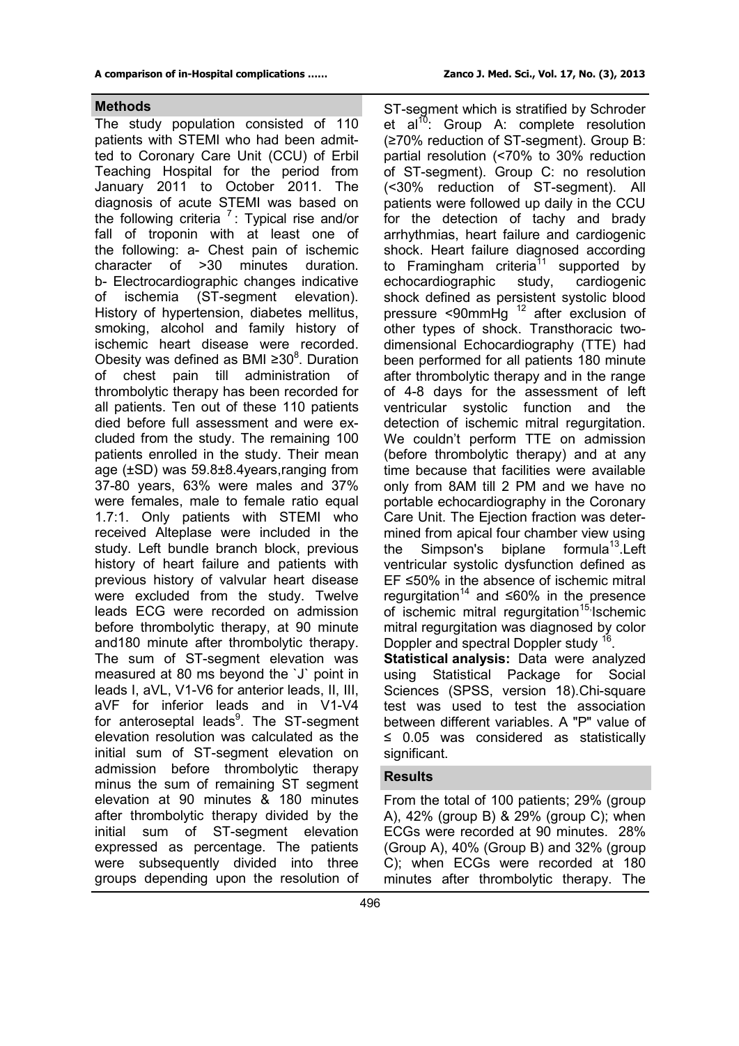## Methods

The study population consisted of 110 patients with STEMI who had been admitted to Coronary Care Unit (CCU) of Erbil Teaching Hospital for the period from January 2011 to October 2011. The diagnosis of acute STEMI was based on the following criteria [7]: Typical rise and/or fall of troponin with at least one of the following: a- Chest pain of ischemic character of >30 minutes duration. b- Electrocardiographic changes indicative of ischemia (ST-segment elevation). History of hypertension, diabetes mellitus, smoking, alcohol and family history of ischemic heart disease were recorded. Obesity was defined as BMI ≥30[8]. Duration of chest pain till administration of thrombolytic therapy has been recorded for all patients. Ten out of these 110 patients died before full assessment and were excluded from the study. The remaining 100 patients enrolled in the study. Their mean age (±SD) was 59.8±8.4years,ranging from 37-80 years, 63% were males and 37% were females, male to female ratio equal 1.7:1. Only patients with STEMI who received Alteplase were included in the study. Left bundle branch block, previous history of heart failure and patients with previous history of valvular heart disease were excluded from the study. Twelve leads ECG were recorded on admission before thrombolytic therapy, at 90 minute and180 minute after thrombolytic therapy. The sum of ST-segment elevation was measured at 80 ms beyond the `J` point in leads I, aVL, V1-V6 for anterior leads, II, III, aVF for inferior leads and in V1-V4 for anteroseptal leads[9]. The ST-segment elevation resolution was calculated as the initial sum of ST-segment elevation on admission before thrombolytic therapy minus the sum of remaining ST segment elevation at 90 minutes & 180 minutes after thrombolytic therapy divided by the initial sum of ST-segment elevation expressed as percentage. The patients were subsequently divided into three groups depending upon the resolution of ST-segment which is stratified by Schroder et al[10]: Group A: complete resolution (≥70% reduction of ST-segment). Group B: partial resolution (<70% to 30% reduction of ST-segment). Group C: no resolution (<30% reduction of ST-segment). All patients were followed up daily in the CCU for the detection of tachy and brady arrhythmias, heart failure and cardiogenic shock. Heart failure diagnosed according to Framingham criteria[11] supported by echocardiographic study, cardiogenic shock defined as persistent systolic blood pressure <90mmHg [12] after exclusion of other types of shock. Transthoracic two-dimensional Echocardiography (TTE) had been performed for all patients 180 minute after thrombolytic therapy and in the range of 4-8 days for the assessment of left ventricular systolic function and the detection of ischemic mitral regurgitation. We couldn't perform TTE on admission (before thrombolytic therapy) and at any time because that facilities were available only from 8AM till 2 PM and we have no portable echocardiography in the Coronary Care Unit. The Ejection fraction was determined from apical four chamber view using the Simpson's biplane formula[13].Left ventricular systolic dysfunction defined as EF ≤50% in the absence of ischemic mitral regurgitation[14] and ≤60% in the presence of ischemic mitral regurgitation[15].Ischemic mitral regurgitation was diagnosed by color Doppler and spectral Doppler study [16].

**Statistical analysis:** Data were analyzed using Statistical Package for Social Sciences (SPSS, version 18).Chi-square test was used to test the association between different variables. A "P" value of ≤ 0.05 was considered as statistically significant.

## Results

From the total of 100 patients; 29% (group A), 42% (group B) & 29% (group C); when ECGs were recorded at 90 minutes. 28% (Group A), 40% (Group B) and 32% (group C); when ECGs were recorded at 180 minutes after thrombolytic therapy. The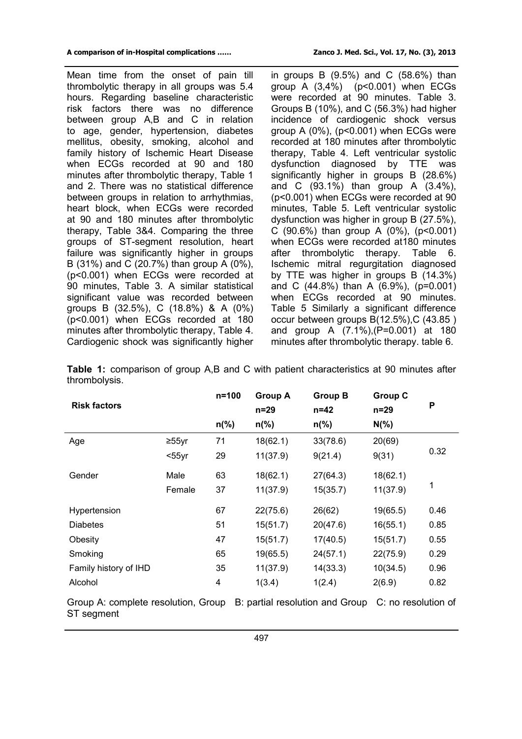Mean time from the onset of pain till thrombolytic therapy in all groups was 5.4 hours. Regarding baseline characteristic risk factors there was no difference between group A,B and C in relation to age, gender, hypertension, diabetes mellitus, obesity, smoking, alcohol and family history of Ischemic Heart Disease when ECGs recorded at 90 and 180 minutes after thrombolytic therapy, Table 1 and 2. There was no statistical difference between groups in relation to arrhythmias, heart block, when ECGs were recorded at 90 and 180 minutes after thrombolytic therapy, Table 3&4. Comparing the three groups of ST-segment resolution, heart failure was significantly higher in groups B (31%) and C (20.7%) than group A (0%), (p<0.001) when ECGs were recorded at 90 minutes, Table 3. A similar statistical significant value was recorded between groups B (32.5%), C (18.8%) & A (0%) (p<0.001) when ECGs recorded at 180 minutes after thrombolytic therapy, Table 4. Cardiogenic shock was significantly higher in groups B (9.5%) and C (58.6%) than group A (3,4%) (p<0.001) when ECGs were recorded at 90 minutes. Table 3. Groups B (10%), and C (56.3%) had higher incidence of cardiogenic shock versus group A (0%), (p<0.001) when ECGs were recorded at 180 minutes after thrombolytic therapy, Table 4. Left ventricular systolic dysfunction diagnosed by TTE was significantly higher in groups B (28.6%) and C (93.1%) than group A (3.4%), (p<0.001) when ECGs were recorded at 90 minutes, Table 5. Left ventricular systolic dysfunction was higher in group B (27.5%), C (90.6%) than group A (0%), (p<0.001) when ECGs were recorded at180 minutes after thrombolytic therapy. Table 6. Ischemic mitral regurgitation diagnosed by TTE was higher in groups B (14.3%) and C (44.8%) than A (6.9%), (p=0.001) when ECGs recorded at 90 minutes. Table 5 Similarly a significant difference occur between groups B(12.5%),C (43.85 ) and group A (7.1%),(P=0.001) at 180 minutes after thrombolytic therapy. table 6.

**Table 1:** comparison of group A,B and C with patient characteristics at 90 minutes after thrombolysis.

| Risk factors | | n=100 | Group A n=29 | Group B n=42 | Group C n=29 | P |
|---|---|---|---|---|---|---|
| | | n(%) | n(%) | n(%) | N(%) | |
| Age | ≥55yr | 71 | 18(62.1) | 33(78.6) | 20(69) | 0.32 |
| | <55yr | 29 | 11(37.9) | 9(21.4) | 9(31) | |
| Gender | Male | 63 | 18(62.1) | 27(64.3) | 18(62.1) | 1 |
| | Female | 37 | 11(37.9) | 15(35.7) | 11(37.9) | |
| Hypertension | | 67 | 22(75.6) | 26(62) | 19(65.5) | 0.46 |
| Diabetes | | 51 | 15(51.7) | 20(47.6) | 16(55.1) | 0.85 |
| Obesity | | 47 | 15(51.7) | 17(40.5) | 15(51.7) | 0.55 |
| Smoking | | 65 | 19(65.5) | 24(57.1) | 22(75.9) | 0.29 |
| Family history of IHD | | 35 | 11(37.9) | 14(33.3) | 10(34.5) | 0.96 |
| Alcohol | | 4 | 1(3.4) | 1(2.4) | 2(6.9) | 0.82 |

Group A: complete resolution, Group B: partial resolution and Group C: no resolution of ST segment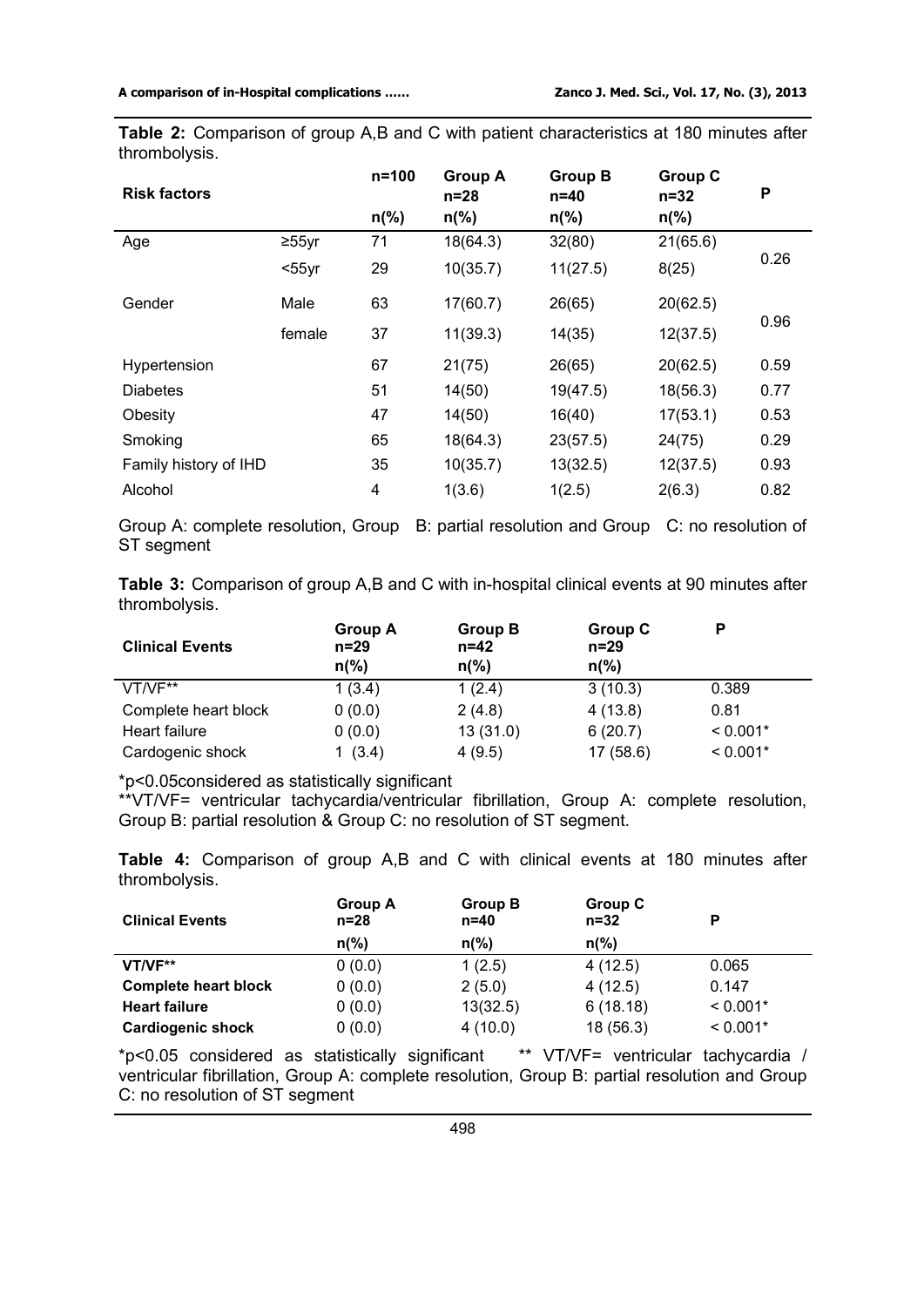**Table 2:** Comparison of group A,B and C with patient characteristics at 180 minutes after thrombolysis.

| Risk factors | | n=100 | Group A n=28 | Group B n=40 | Group C n=32 | P |
|---|---|---|---|---|---|---|
| | | n(%) | n(%) | n(%) | n(%) | |
| Age | ≥55yr | 71 | 18(64.3) | 32(80) | 21(65.6) | 0.26 |
| | <55yr | 29 | 10(35.7) | 11(27.5) | 8(25) | |
| Gender | Male | 63 | 17(60.7) | 26(65) | 20(62.5) | 0.96 |
| | female | 37 | 11(39.3) | 14(35) | 12(37.5) | |
| Hypertension | | 67 | 21(75) | 26(65) | 20(62.5) | 0.59 |
| Diabetes | | 51 | 14(50) | 19(47.5) | 18(56.3) | 0.77 |
| Obesity | | 47 | 14(50) | 16(40) | 17(53.1) | 0.53 |
| Smoking | | 65 | 18(64.3) | 23(57.5) | 24(75) | 0.29 |
| Family history of IHD | | 35 | 10(35.7) | 13(32.5) | 12(37.5) | 0.93 |
| Alcohol | | 4 | 1(3.6) | 1(2.5) | 2(6.3) | 0.82 |

Group A: complete resolution, Group B: partial resolution and Group C: no resolution of ST segment

**Table 3:** Comparison of group A,B and C with in-hospital clinical events at 90 minutes after thrombolysis.

| Clinical Events | Group A n=29 n(%) | Group B n=42 n(%) | Group C n=29 n(%) | P |
|---|---|---|---|---|
| VT/VF** | 1 (3.4) | 1 (2.4) | 3 (10.3) | 0.389 |
| Complete heart block | 0 (0.0) | 2 (4.8) | 4 (13.8) | 0.81 |
| Heart failure | 0 (0.0) | 13 (31.0) | 6 (20.7) | < 0.001* |
| Cardogenic shock | 1 (3.4) | 4 (9.5) | 17 (58.6) | < 0.001* |

*p<0.05considered as statistically significant
**VT/VF= ventricular tachycardia/ventricular fibrillation, Group A: complete resolution, Group B: partial resolution & Group C: no resolution of ST segment.

**Table 4:** Comparison of group A,B and C with clinical events at 180 minutes after thrombolysis.

| Clinical Events | Group A n=28 | Group B n=40 | Group C n=32 | P |
|---|---|---|---|---|
| | n(%) | n(%) | n(%) | |
| **VT/VF**** | 0 (0.0) | 1 (2.5) | 4 (12.5) | 0.065 |
| **Complete heart block** | 0 (0.0) | 2 (5.0) | 4 (12.5) | 0.147 |
| **Heart failure** | 0 (0.0) | 13(32.5) | 6 (18.18) | < 0.001* |
| **Cardiogenic shock** | 0 (0.0) | 4 (10.0) | 18 (56.3) | < 0.001* |

*p<0.05 considered as statistically significant ** VT/VF= ventricular tachycardia / ventricular fibrillation, Group A: complete resolution, Group B: partial resolution and Group C: no resolution of ST segment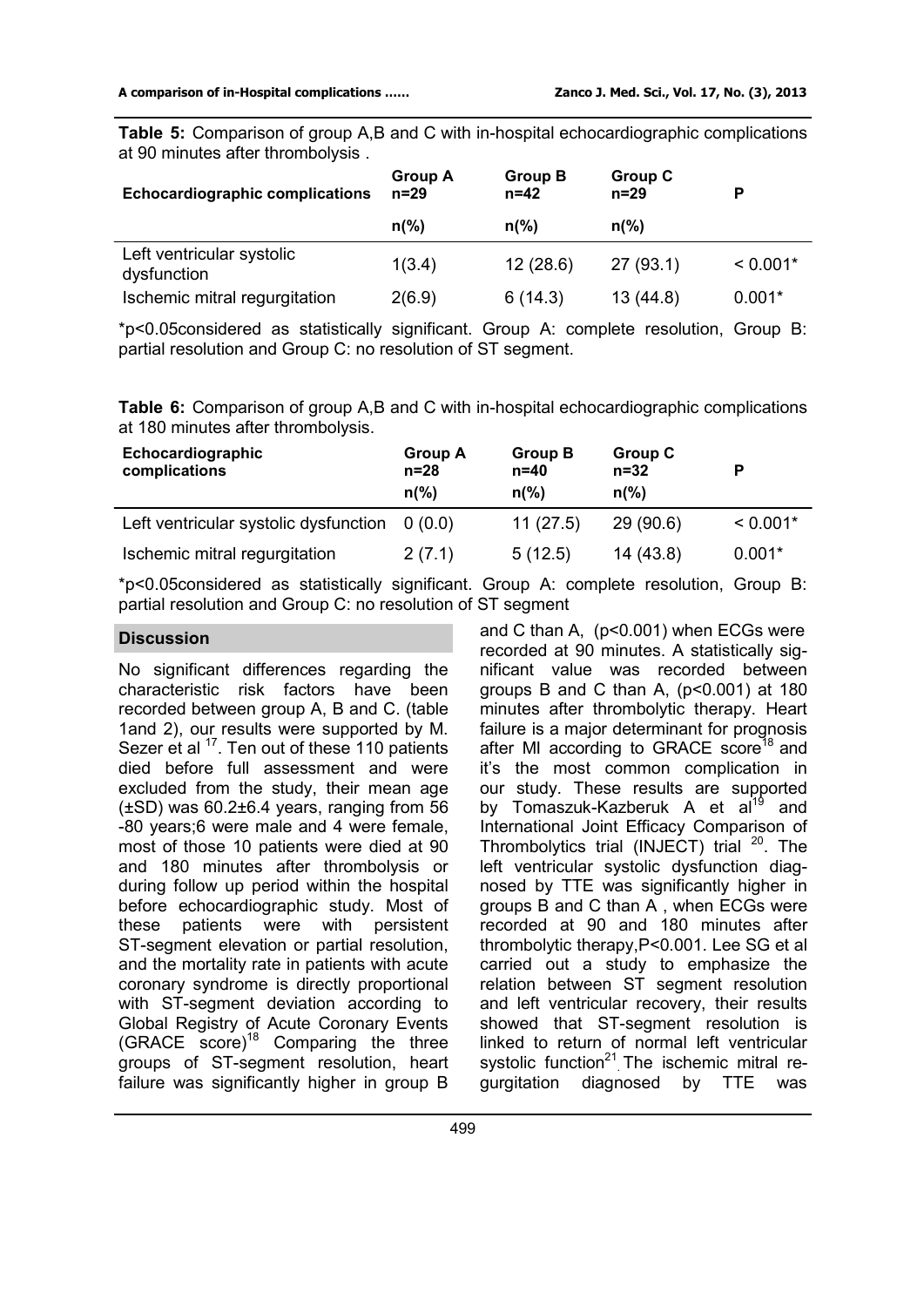**Table 5:** Comparison of group A,B and C with in-hospital echocardiographic complications at 90 minutes after thrombolysis .

| Echocardiographic complications | Group A n=29 | Group B n=42 | Group C n=29 | P |
|---|---|---|---|---|
| | n(%) | n(%) | n(%) | |
| Left ventricular systolic dysfunction | 1(3.4) | 12 (28.6) | 27 (93.1) | < 0.001* |
| Ischemic mitral regurgitation | 2(6.9) | 6 (14.3) | 13 (44.8) | 0.001* |

*p<0.05considered as statistically significant. Group A: complete resolution, Group B: partial resolution and Group C: no resolution of ST segment.

**Table 6:** Comparison of group A,B and C with in-hospital echocardiographic complications at 180 minutes after thrombolysis.

| Echocardiographic complications | Group A n=28 n(%) | Group B n=40 n(%) | Group C n=32 n(%) | P |
|---|---|---|---|---|
| Left ventricular systolic dysfunction | 0 (0.0) | 11 (27.5) | 29 (90.6) | < 0.001* |
| Ischemic mitral regurgitation | 2 (7.1) | 5 (12.5) | 14 (43.8) | 0.001* |

*p<0.05considered as statistically significant. Group A: complete resolution, Group B: partial resolution and Group C: no resolution of ST segment

## Discussion

No significant differences regarding the characteristic risk factors have been recorded between group A, B and C. (table 1and 2), our results were supported by M. Sezer et al [17]. Ten out of these 110 patients died before full assessment and were excluded from the study, their mean age (±SD) was 60.2±6.4 years, ranging from 56 -80 years;6 were male and 4 were female, most of those 10 patients were died at 90 and 180 minutes after thrombolysis or during follow up period within the hospital before echocardiographic study. Most of these patients were with persistent ST-segment elevation or partial resolution, and the mortality rate in patients with acute coronary syndrome is directly proportional with ST-segment deviation according to Global Registry of Acute Coronary Events (GRACE score)[18] Comparing the three groups of ST-segment resolution, heart failure was significantly higher in group B and C than A, (p<0.001) when ECGs were recorded at 90 minutes. A statistically significant value was recorded between groups B and C than A, (p<0.001) at 180 minutes after thrombolytic therapy. Heart failure is a major determinant for prognosis after MI according to GRACE score[18] and it's the most common complication in our study. These results are supported by Tomaszuk-Kazberuk A et al[19] and International Joint Efficacy Comparison of Thrombolytics trial (INJECT) trial [20]. The left ventricular systolic dysfunction diagnosed by TTE was significantly higher in groups B and C than A , when ECGs were recorded at 90 and 180 minutes after thrombolytic therapy,P<0.001. Lee SG et al carried out a study to emphasize the relation between ST segment resolution and left ventricular recovery, their results showed that ST-segment resolution is linked to return of normal left ventricular systolic function[21]. The ischemic mitral regurgitation diagnosed by TTE was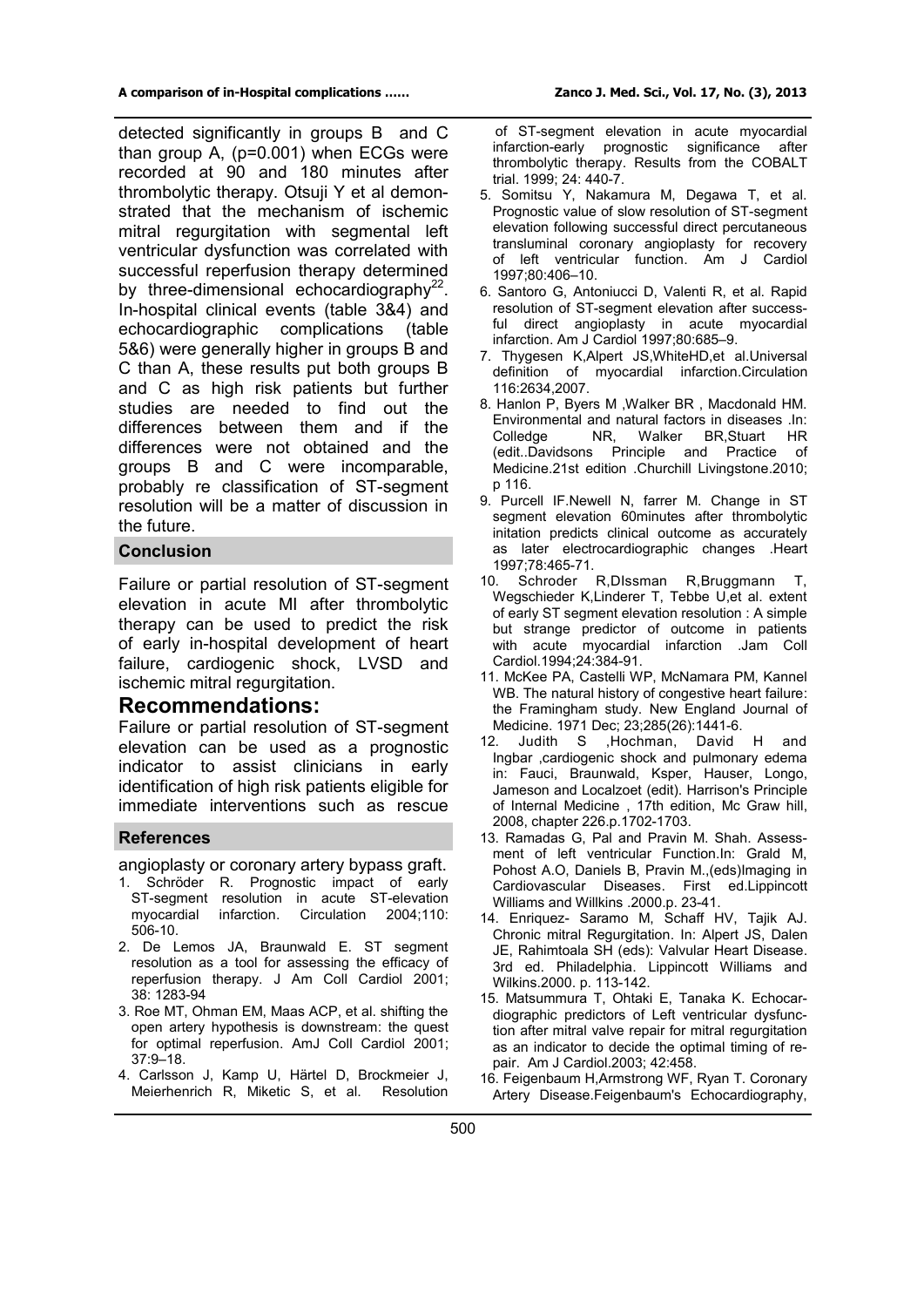detected significantly in groups B and C than group A, (p=0.001) when ECGs were recorded at 90 and 180 minutes after thrombolytic therapy. Otsuji Y et al demonstrated that the mechanism of ischemic mitral regurgitation with segmental left ventricular dysfunction was correlated with successful reperfusion therapy determined by three-dimensional echocardiography[22]. In-hospital clinical events (table 3&4) and echocardiographic complications (table 5&6) were generally higher in groups B and C than A, these results put both groups B and C as high risk patients but further studies are needed to find out the differences between them and if the differences were not obtained and the groups B and C were incomparable, probably re classification of ST-segment resolution will be a matter of discussion in the future.

## Conclusion

Failure or partial resolution of ST-segment elevation in acute MI after thrombolytic therapy can be used to predict the risk of early in-hospital development of heart failure, cardiogenic shock, LVSD and ischemic mitral regurgitation.

## Recommendations:

Failure or partial resolution of ST-segment elevation can be used as a prognostic indicator to assist clinicians in early identification of high risk patients eligible for immediate interventions such as rescue angioplasty or coronary artery bypass graft.

## References

1. Schröder R. Prognostic impact of early ST-segment resolution in acute ST-elevation myocardial infarction. Circulation 2004;110: 506-10.
2. De Lemos JA, Braunwald E. ST segment resolution as a tool for assessing the efficacy of reperfusion therapy. J Am Coll Cardiol 2001; 38: 1283-94
3. Roe MT, Ohman EM, Maas ACP, et al. shifting the open artery hypothesis is downstream: the quest for optimal reperfusion. AmJ Coll Cardiol 2001; 37:9–18.
4. Carlsson J, Kamp U, Härtel D, Brockmeier J, Meierhenrich R, Miketic S, et al. Resolution of ST-segment elevation in acute myocardial infarction-early prognostic significance after thrombolytic therapy. Results from the COBALT trial. 1999; 24: 440-7.
5. Somitsu Y, Nakamura M, Degawa T, et al. Prognostic value of slow resolution of ST-segment elevation following successful direct percutaneous transluminal coronary angioplasty for recovery of left ventricular function. Am J Cardiol 1997;80:406–10.
6. Santoro G, Antoniucci D, Valenti R, et al. Rapid resolution of ST-segment elevation after successful direct angioplasty in acute myocardial infarction. Am J Cardiol 1997;80:685–9.
7. Thygesen K,Alpert JS,WhiteHD,et al.Universal definition of myocardial infarction.Circulation 116:2634,2007.
8. Hanlon P, Byers M ,Walker BR , Macdonald HM. Environmental and natural factors in diseases .In: Colledge NR, Walker BR,Stuart HR (edit..Davidsons Principle and Practice of Medicine.21st edition .Churchill Livingstone.2010; p 116.
9. Purcell IF.Newell N, farrer M. Change in ST segment elevation 60minutes after thrombolytic initation predicts clinical outcome as accurately as later electrocardiographic changes .Heart 1997;78:465-71.
10. Schroder R,DIssman R,Bruggmann T, Wegschieder K,Linderer T, Tebbe U,et al. extent of early ST segment elevation resolution : A simple but strange predictor of outcome in patients with acute myocardial infarction .Jam Coll Cardiol.1994;24:384-91.
11. McKee PA, Castelli WP, McNamara PM, Kannel WB. The natural history of congestive heart failure: the Framingham study. New England Journal of Medicine. 1971 Dec; 23;285(26):1441-6.
12. Judith S ,Hochman, David H and Ingbar ,cardiogenic shock and pulmonary edema in: Fauci, Braunwald, Ksper, Hauser, Longo, Jameson and Localzoet (edit). Harrison's Principle of Internal Medicine , 17th edition, Mc Graw hill, 2008, chapter 226.p.1702-1703.
13. Ramadas G, Pal and Pravin M. Shah. Assessment of left ventricular Function.In: Grald M, Pohost A.O, Daniels B, Pravin M.,(eds)Imaging in Cardiovascular Diseases. First ed.Lippincott Williams and Willkins .2000.p. 23-41.
14. Enriquez- Saramo M, Schaff HV, Tajik AJ. Chronic mitral Regurgitation. In: Alpert JS, Dalen JE, Rahimtoala SH (eds): Valvular Heart Disease. 3rd ed. Philadelphia. Lippincott Williams and Wilkins.2000. p. 113-142.
15. Matsummura T, Ohtaki E, Tanaka K. Echocardiographic predictors of Left ventricular dysfunction after mitral valve repair for mitral regurgitation as an indicator to decide the optimal timing of repair. Am J Cardiol.2003; 42:458.
16. Feigenbaum H,Armstrong WF, Ryan T. Coronary Artery Disease.Feigenbaum's Echocardiography,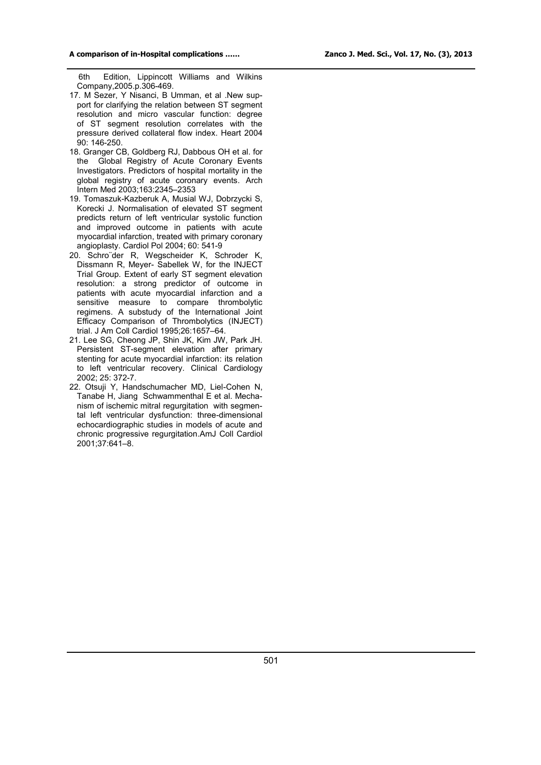6th Edition, Lippincott Williams and Wilkins Company,2005.p.306-469.

17. M Sezer, Y Nisanci, B Umman, et al .New support for clarifying the relation between ST segment resolution and micro vascular function: degree of ST segment resolution correlates with the pressure derived collateral flow index. Heart 2004 90: 146-250.
18. Granger CB, Goldberg RJ, Dabbous OH et al. for the Global Registry of Acute Coronary Events Investigators. Predictors of hospital mortality in the global registry of acute coronary events. Arch Intern Med 2003;163:2345–2353
19. Tomaszuk-Kazberuk A, Musial WJ, Dobrzycki S, Korecki J. Normalisation of elevated ST segment predicts return of left ventricular systolic function and improved outcome in patients with acute myocardial infarction, treated with primary coronary angioplasty. Cardiol Pol 2004; 60: 541-9
20. Schro¨der R, Wegscheider K, Schroder K, Dissmann R, Meyer- Sabellek W, for the INJECT Trial Group. Extent of early ST segment elevation resolution: a strong predictor of outcome in patients with acute myocardial infarction and a sensitive measure to compare thrombolytic regimens. A substudy of the International Joint Efficacy Comparison of Thrombolytics (INJECT) trial. J Am Coll Cardiol 1995;26:1657–64.
21. Lee SG, Cheong JP, Shin JK, Kim JW, Park JH. Persistent ST-segment elevation after primary stenting for acute myocardial infarction: its relation to left ventricular recovery. Clinical Cardiology 2002; 25: 372-7.
22. Otsuji Y, Handschumacher MD, Liel-Cohen N, Tanabe H, Jiang Schwammenthal E et al. Mechanism of ischemic mitral regurgitation with segmental left ventricular dysfunction: three-dimensional echocardiographic studies in models of acute and chronic progressive regurgitation.AmJ Coll Cardiol 2001;37:641–8.